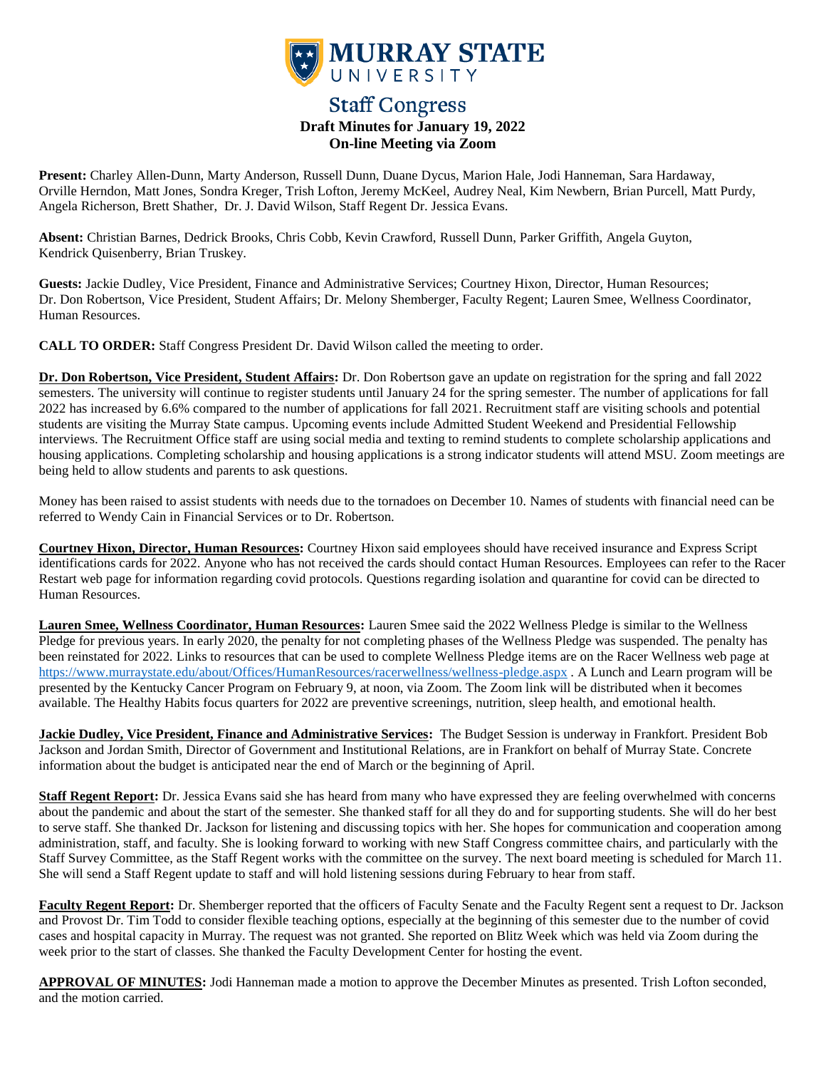# MURRAY STATE UNIVERSITY

## Staff Congress

**Draft Minutes for January 19, 2022**
**On-line Meeting via Zoom**

**Present:** Charley Allen-Dunn, Marty Anderson, Russell Dunn, Duane Dycus, Marion Hale, Jodi Hanneman, Sara Hardaway, Orville Herndon, Matt Jones, Sondra Kreger, Trish Lofton, Jeremy McKeel, Audrey Neal, Kim Newbern, Brian Purcell, Matt Purdy, Angela Richerson, Brett Shather, Dr. J. David Wilson, Staff Regent Dr. Jessica Evans.

**Absent:** Christian Barnes, Dedrick Brooks, Chris Cobb, Kevin Crawford, Russell Dunn, Parker Griffith, Angela Guyton, Kendrick Quisenberry, Brian Truskey.

**Guests:** Jackie Dudley, Vice President, Finance and Administrative Services; Courtney Hixon, Director, Human Resources; Dr. Don Robertson, Vice President, Student Affairs; Dr. Melony Shemberger, Faculty Regent; Lauren Smee, Wellness Coordinator, Human Resources.

**CALL TO ORDER:** Staff Congress President Dr. David Wilson called the meeting to order.

**Dr. Don Robertson, Vice President, Student Affairs:** Dr. Don Robertson gave an update on registration for the spring and fall 2022 semesters. The university will continue to register students until January 24 for the spring semester. The number of applications for fall 2022 has increased by 6.6% compared to the number of applications for fall 2021. Recruitment staff are visiting schools and potential students are visiting the Murray State campus. Upcoming events include Admitted Student Weekend and Presidential Fellowship interviews. The Recruitment Office staff are using social media and texting to remind students to complete scholarship applications and housing applications. Completing scholarship and housing applications is a strong indicator students will attend MSU. Zoom meetings are being held to allow students and parents to ask questions.

Money has been raised to assist students with needs due to the tornadoes on December 10. Names of students with financial need can be referred to Wendy Cain in Financial Services or to Dr. Robertson.

**Courtney Hixon, Director, Human Resources:** Courtney Hixon said employees should have received insurance and Express Script identifications cards for 2022. Anyone who has not received the cards should contact Human Resources. Employees can refer to the Racer Restart web page for information regarding covid protocols. Questions regarding isolation and quarantine for covid can be directed to Human Resources.

**Lauren Smee, Wellness Coordinator, Human Resources:** Lauren Smee said the 2022 Wellness Pledge is similar to the Wellness Pledge for previous years. In early 2020, the penalty for not completing phases of the Wellness Pledge was suspended. The penalty has been reinstated for 2022. Links to resources that can be used to complete Wellness Pledge items are on the Racer Wellness web page at https://www.murraystate.edu/about/Offices/HumanResources/racerwellness/wellness-pledge.aspx . A Lunch and Learn program will be presented by the Kentucky Cancer Program on February 9, at noon, via Zoom. The Zoom link will be distributed when it becomes available. The Healthy Habits focus quarters for 2022 are preventive screenings, nutrition, sleep health, and emotional health.

**Jackie Dudley, Vice President, Finance and Administrative Services:** The Budget Session is underway in Frankfort. President Bob Jackson and Jordan Smith, Director of Government and Institutional Relations, are in Frankfort on behalf of Murray State. Concrete information about the budget is anticipated near the end of March or the beginning of April.

**Staff Regent Report:** Dr. Jessica Evans said she has heard from many who have expressed they are feeling overwhelmed with concerns about the pandemic and about the start of the semester. She thanked staff for all they do and for supporting students. She will do her best to serve staff. She thanked Dr. Jackson for listening and discussing topics with her. She hopes for communication and cooperation among administration, staff, and faculty. She is looking forward to working with new Staff Congress committee chairs, and particularly with the Staff Survey Committee, as the Staff Regent works with the committee on the survey. The next board meeting is scheduled for March 11. She will send a Staff Regent update to staff and will hold listening sessions during February to hear from staff.

**Faculty Regent Report:** Dr. Shemberger reported that the officers of Faculty Senate and the Faculty Regent sent a request to Dr. Jackson and Provost Dr. Tim Todd to consider flexible teaching options, especially at the beginning of this semester due to the number of covid cases and hospital capacity in Murray. The request was not granted. She reported on Blitz Week which was held via Zoom during the week prior to the start of classes. She thanked the Faculty Development Center for hosting the event.

**APPROVAL OF MINUTES:** Jodi Hanneman made a motion to approve the December Minutes as presented. Trish Lofton seconded, and the motion carried.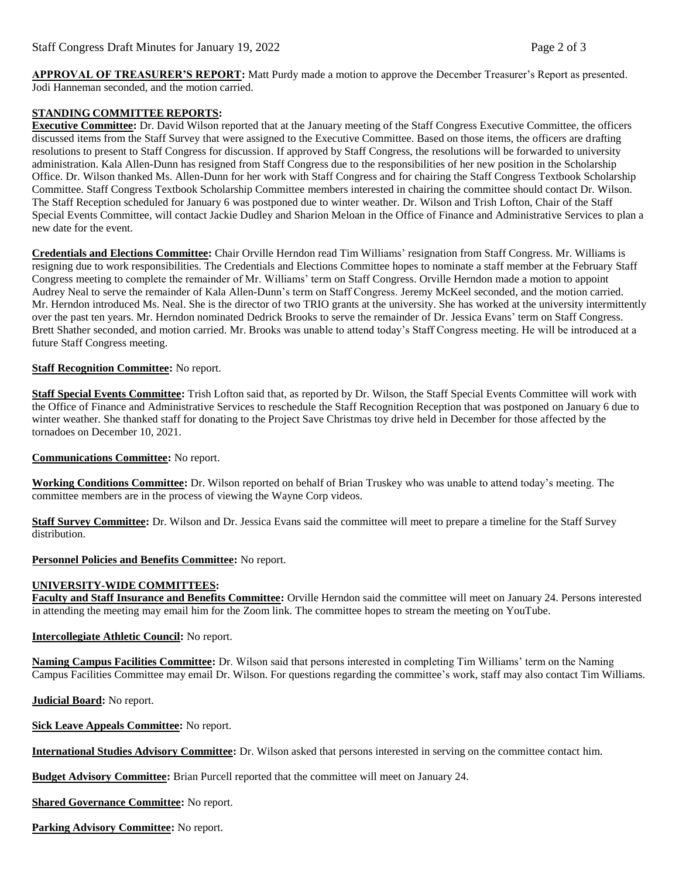**APPROVAL OF TREASURER'S REPORT:** Matt Purdy made a motion to approve the December Treasurer's Report as presented. Jodi Hanneman seconded, and the motion carried.

**STANDING COMMITTEE REPORTS:**

**Executive Committee:** Dr. David Wilson reported that at the January meeting of the Staff Congress Executive Committee, the officers discussed items from the Staff Survey that were assigned to the Executive Committee. Based on those items, the officers are drafting resolutions to present to Staff Congress for discussion. If approved by Staff Congress, the resolutions will be forwarded to university administration. Kala Allen-Dunn has resigned from Staff Congress due to the responsibilities of her new position in the Scholarship Office. Dr. Wilson thanked Ms. Allen-Dunn for her work with Staff Congress and for chairing the Staff Congress Textbook Scholarship Committee. Staff Congress Textbook Scholarship Committee members interested in chairing the committee should contact Dr. Wilson. The Staff Reception scheduled for January 6 was postponed due to winter weather. Dr. Wilson and Trish Lofton, Chair of the Staff Special Events Committee, will contact Jackie Dudley and Sharion Meloan in the Office of Finance and Administrative Services to plan a new date for the event.

**Credentials and Elections Committee:** Chair Orville Herndon read Tim Williams' resignation from Staff Congress. Mr. Williams is resigning due to work responsibilities. The Credentials and Elections Committee hopes to nominate a staff member at the February Staff Congress meeting to complete the remainder of Mr. Williams' term on Staff Congress. Orville Herndon made a motion to appoint Audrey Neal to serve the remainder of Kala Allen-Dunn's term on Staff Congress. Jeremy McKeel seconded, and the motion carried. Mr. Herndon introduced Ms. Neal. She is the director of two TRIO grants at the university. She has worked at the university intermittently over the past ten years. Mr. Herndon nominated Dedrick Brooks to serve the remainder of Dr. Jessica Evans' term on Staff Congress. Brett Shather seconded, and motion carried. Mr. Brooks was unable to attend today's Staff Congress meeting. He will be introduced at a future Staff Congress meeting.

**Staff Recognition Committee:** No report.

**Staff Special Events Committee:** Trish Lofton said that, as reported by Dr. Wilson, the Staff Special Events Committee will work with the Office of Finance and Administrative Services to reschedule the Staff Recognition Reception that was postponed on January 6 due to winter weather. She thanked staff for donating to the Project Save Christmas toy drive held in December for those affected by the tornadoes on December 10, 2021.

**Communications Committee:** No report.

**Working Conditions Committee:** Dr. Wilson reported on behalf of Brian Truskey who was unable to attend today's meeting. The committee members are in the process of viewing the Wayne Corp videos.

**Staff Survey Committee:** Dr. Wilson and Dr. Jessica Evans said the committee will meet to prepare a timeline for the Staff Survey distribution.

**Personnel Policies and Benefits Committee:** No report.

**UNIVERSITY-WIDE COMMITTEES:**

**Faculty and Staff Insurance and Benefits Committee:** Orville Herndon said the committee will meet on January 24. Persons interested in attending the meeting may email him for the Zoom link. The committee hopes to stream the meeting on YouTube.

**Intercollegiate Athletic Council:** No report.

**Naming Campus Facilities Committee:** Dr. Wilson said that persons interested in completing Tim Williams' term on the Naming Campus Facilities Committee may email Dr. Wilson. For questions regarding the committee's work, staff may also contact Tim Williams.

**Judicial Board:** No report.

**Sick Leave Appeals Committee:** No report.

**International Studies Advisory Committee:** Dr. Wilson asked that persons interested in serving on the committee contact him.

**Budget Advisory Committee:** Brian Purcell reported that the committee will meet on January 24.

**Shared Governance Committee:** No report.

**Parking Advisory Committee:** No report.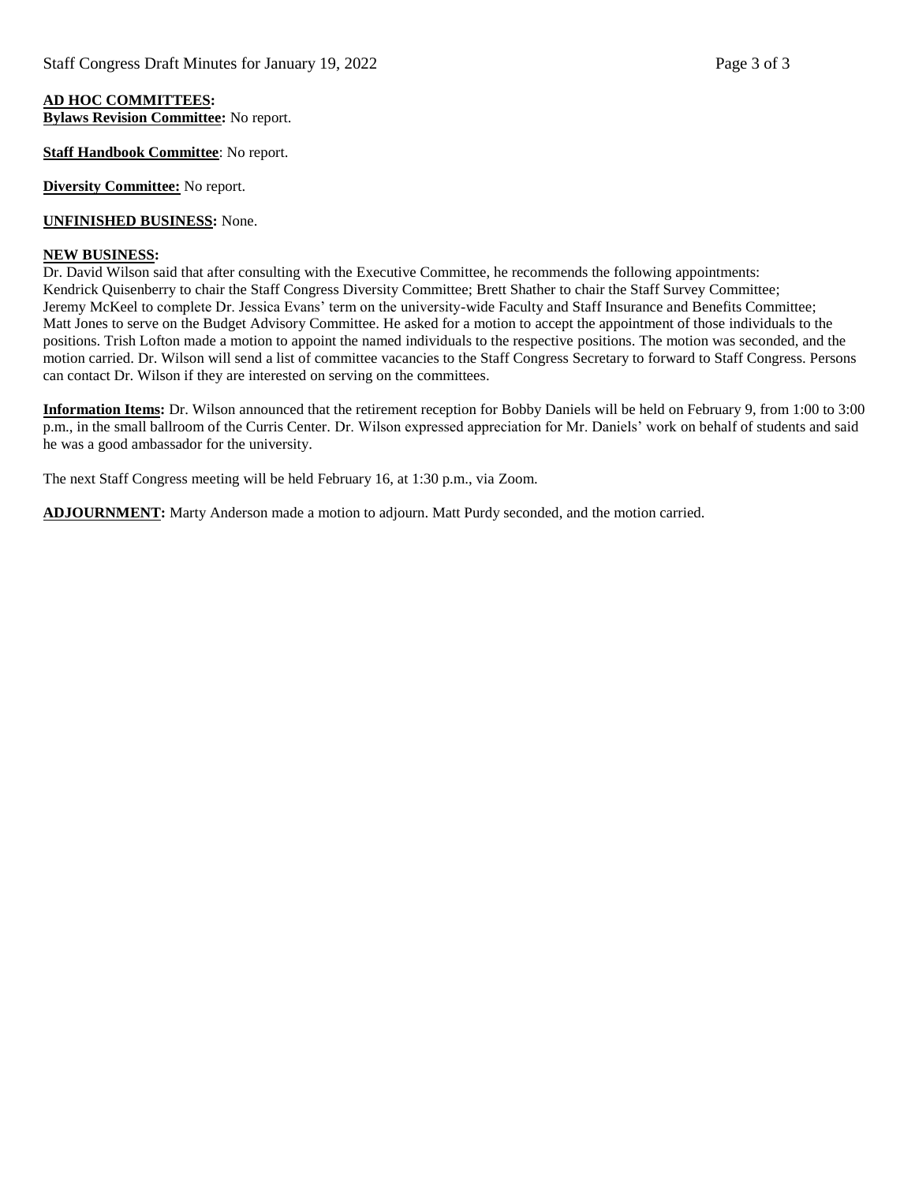**AD HOC COMMITTEES:**
**Bylaws Revision Committee:** No report.

**Staff Handbook Committee**: No report.

**Diversity Committee:** No report.

**UNFINISHED BUSINESS:** None.

**NEW BUSINESS:**
Dr. David Wilson said that after consulting with the Executive Committee, he recommends the following appointments:
Kendrick Quisenberry to chair the Staff Congress Diversity Committee; Brett Shather to chair the Staff Survey Committee;
Jeremy McKeel to complete Dr. Jessica Evans' term on the university-wide Faculty and Staff Insurance and Benefits Committee;
Matt Jones to serve on the Budget Advisory Committee. He asked for a motion to accept the appointment of those individuals to the positions. Trish Lofton made a motion to appoint the named individuals to the respective positions. The motion was seconded, and the motion carried. Dr. Wilson will send a list of committee vacancies to the Staff Congress Secretary to forward to Staff Congress. Persons can contact Dr. Wilson if they are interested on serving on the committees.

**Information Items:** Dr. Wilson announced that the retirement reception for Bobby Daniels will be held on February 9, from 1:00 to 3:00 p.m., in the small ballroom of the Curris Center. Dr. Wilson expressed appreciation for Mr. Daniels' work on behalf of students and said he was a good ambassador for the university.

The next Staff Congress meeting will be held February 16, at 1:30 p.m., via Zoom.

**ADJOURNMENT:** Marty Anderson made a motion to adjourn. Matt Purdy seconded, and the motion carried.